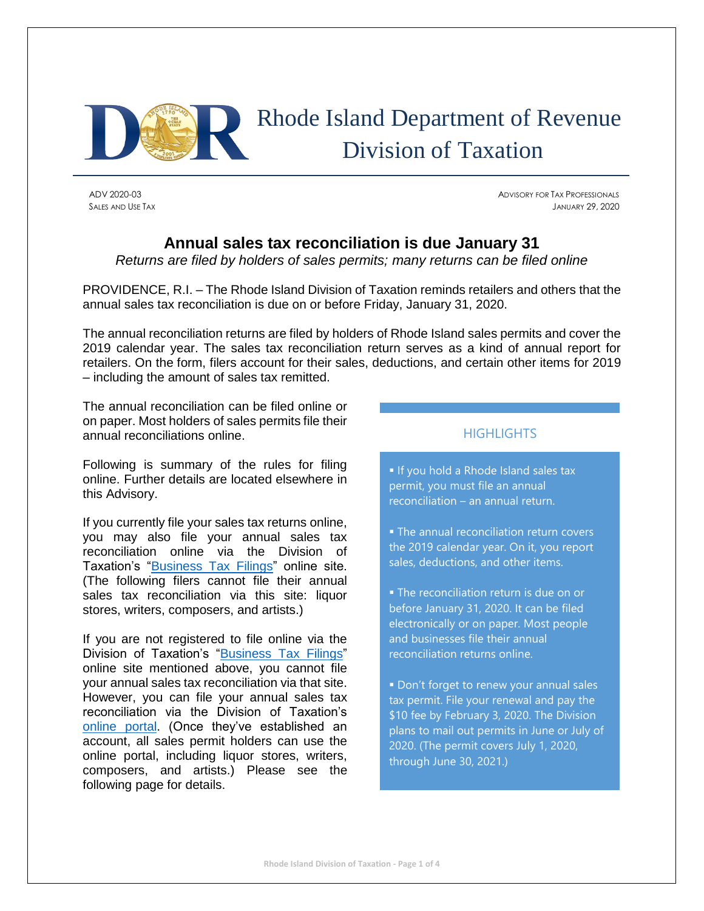# Rhode Island Department of Revenue
## Division of Taxation

ADV 2020-03
SALES AND USE TAX

ADVISORY FOR TAX PROFESSIONALS
JANUARY 29, 2020

## Annual sales tax reconciliation is due January 31

*Returns are filed by holders of sales permits; many returns can be filed online*

PROVIDENCE, R.I. – The Rhode Island Division of Taxation reminds retailers and others that the annual sales tax reconciliation is due on or before Friday, January 31, 2020.

The annual reconciliation returns are filed by holders of Rhode Island sales permits and cover the 2019 calendar year. The sales tax reconciliation return serves as a kind of annual report for retailers. On the form, filers account for their sales, deductions, and certain other items for 2019 – including the amount of sales tax remitted.

The annual reconciliation can be filed online or on paper. Most holders of sales permits file their annual reconciliations online.

Following is summary of the rules for filing online. Further details are located elsewhere in this Advisory.

If you currently file your sales tax returns online, you may also file your annual sales tax reconciliation online via the Division of Taxation's "Business Tax Filings" online site. (The following filers cannot file their annual sales tax reconciliation via this site: liquor stores, writers, composers, and artists.)

If you are not registered to file online via the Division of Taxation's "Business Tax Filings" online site mentioned above, you cannot file your annual sales tax reconciliation via that site. However, you can file your annual sales tax reconciliation via the Division of Taxation's online portal. (Once they've established an account, all sales permit holders can use the online portal, including liquor stores, writers, composers, and artists.) Please see the following page for details.

### HIGHLIGHTS

- If you hold a Rhode Island sales tax permit, you must file an annual reconciliation – an annual return.
- The annual reconciliation return covers the 2019 calendar year. On it, you report sales, deductions, and other items.
- The reconciliation return is due on or before January 31, 2020. It can be filed electronically or on paper. Most people and businesses file their annual reconciliation returns online.
- Don't forget to renew your annual sales tax permit. File your renewal and pay the $10 fee by February 3, 2020. The Division plans to mail out permits in June or July of 2020. (The permit covers July 1, 2020, through June 30, 2021.)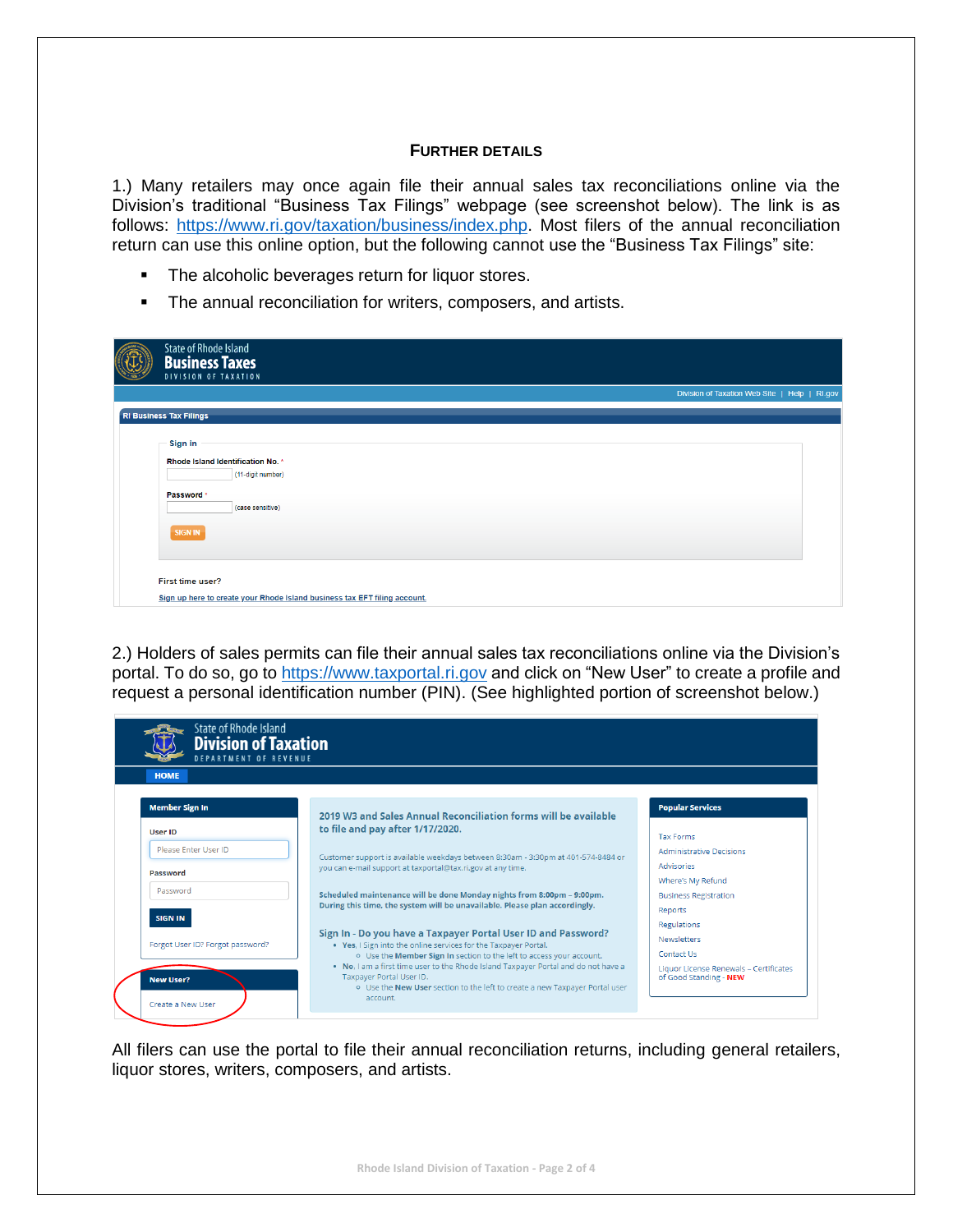## FURTHER DETAILS

1.) Many retailers may once again file their annual sales tax reconciliations online via the Division's traditional "Business Tax Filings" webpage (see screenshot below). The link is as follows: https://www.ri.gov/taxation/business/index.php. Most filers of the annual reconciliation return can use this online option, but the following cannot use the "Business Tax Filings" site:

- The alcoholic beverages return for liquor stores.
- The annual reconciliation for writers, composers, and artists.

2.) Holders of sales permits can file their annual sales tax reconciliations online via the Division's portal. To do so, go to https://www.taxportal.ri.gov and click on "New User" to create a profile and request a personal identification number (PIN). (See highlighted portion of screenshot below.)

All filers can use the portal to file their annual reconciliation returns, including general retailers, liquor stores, writers, composers, and artists.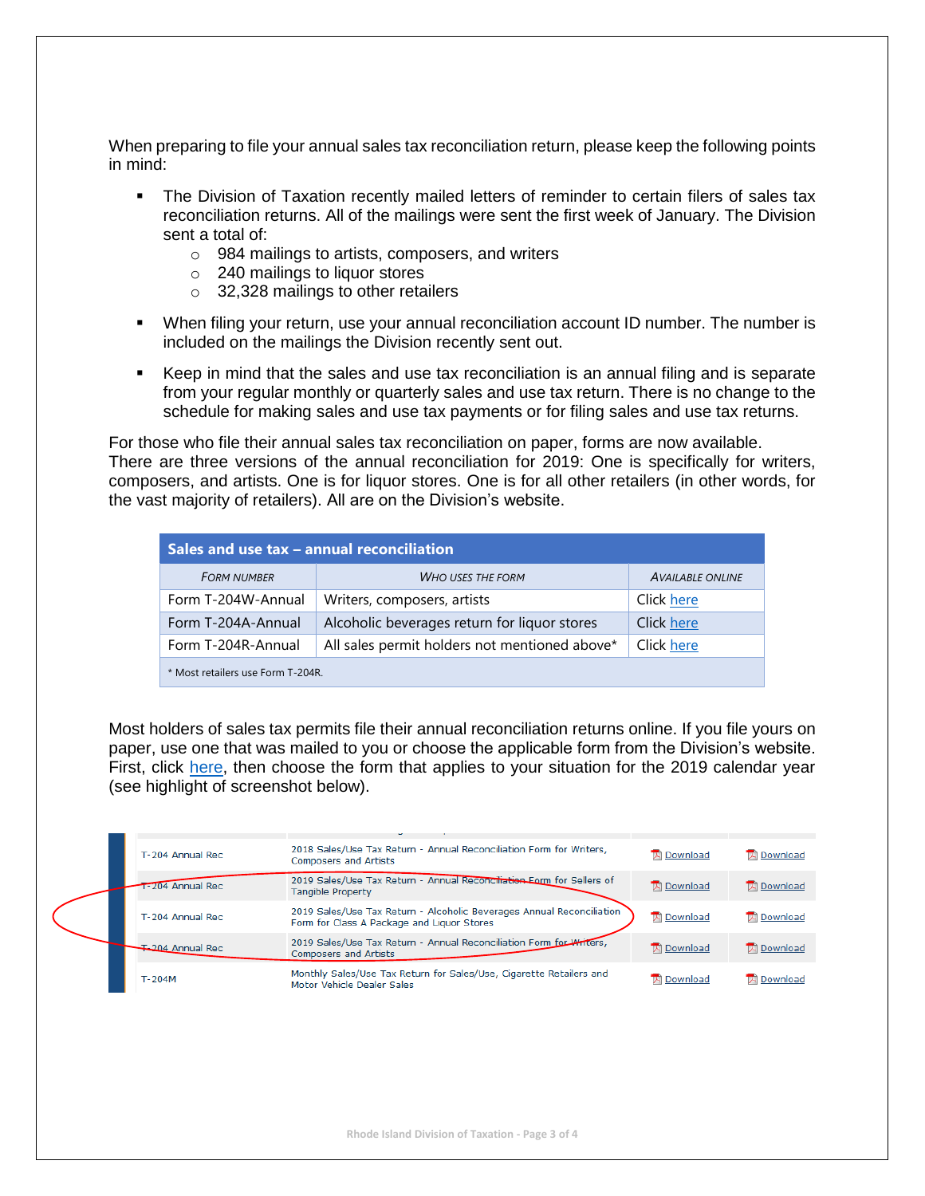When preparing to file your annual sales tax reconciliation return, please keep the following points in mind:

- The Division of Taxation recently mailed letters of reminder to certain filers of sales tax reconciliation returns. All of the mailings were sent the first week of January. The Division sent a total of:
  - 984 mailings to artists, composers, and writers
  - 240 mailings to liquor stores
  - 32,328 mailings to other retailers
- When filing your return, use your annual reconciliation account ID number. The number is included on the mailings the Division recently sent out.
- Keep in mind that the sales and use tax reconciliation is an annual filing and is separate from your regular monthly or quarterly sales and use tax return. There is no change to the schedule for making sales and use tax payments or for filing sales and use tax returns.

For those who file their annual sales tax reconciliation on paper, forms are now available. There are three versions of the annual reconciliation for 2019: One is specifically for writers, composers, and artists. One is for liquor stores. One is for all other retailers (in other words, for the vast majority of retailers). All are on the Division's website.

| **Sales and use tax – annual reconciliation** | | |
|---|---|---|
| FORM NUMBER | WHO USES THE FORM | AVAILABLE ONLINE |
| Form T-204W-Annual | Writers, composers, artists | Click here |
| Form T-204A-Annual | Alcoholic beverages return for liquor stores | Click here |
| Form T-204R-Annual | All sales permit holders not mentioned above* | Click here |

\* Most retailers use Form T-204R.

Most holders of sales tax permits file their annual reconciliation returns online. If you file yours on paper, use one that was mailed to you or choose the applicable form from the Division's website. First, click here, then choose the form that applies to your situation for the 2019 calendar year (see highlight of screenshot below).

| | | | |
|---|---|---|---|
| T-204 Annual Rec | 2018 Sales/Use Tax Return - Annual Reconciliation Form for Writers, Composers and Artists | Download | Download |
| T-204 Annual Rec | 2019 Sales/Use Tax Return - Annual Reconciliation Form for Sellers of Tangible Property | Download | Download |
| T-204 Annual Rec | 2019 Sales/Use Tax Return - Alcoholic Beverages Annual Reconciliation Form for Class A Package and Liquor Stores | Download | Download |
| T-204 Annual Rec | 2019 Sales/Use Tax Return - Annual Reconciliation Form for Writers, Composers and Artists | Download | Download |
| T-204M | Monthly Sales/Use Tax Return for Sales/Use, Cigarette Retailers and Motor Vehicle Dealer Sales | Download | Download |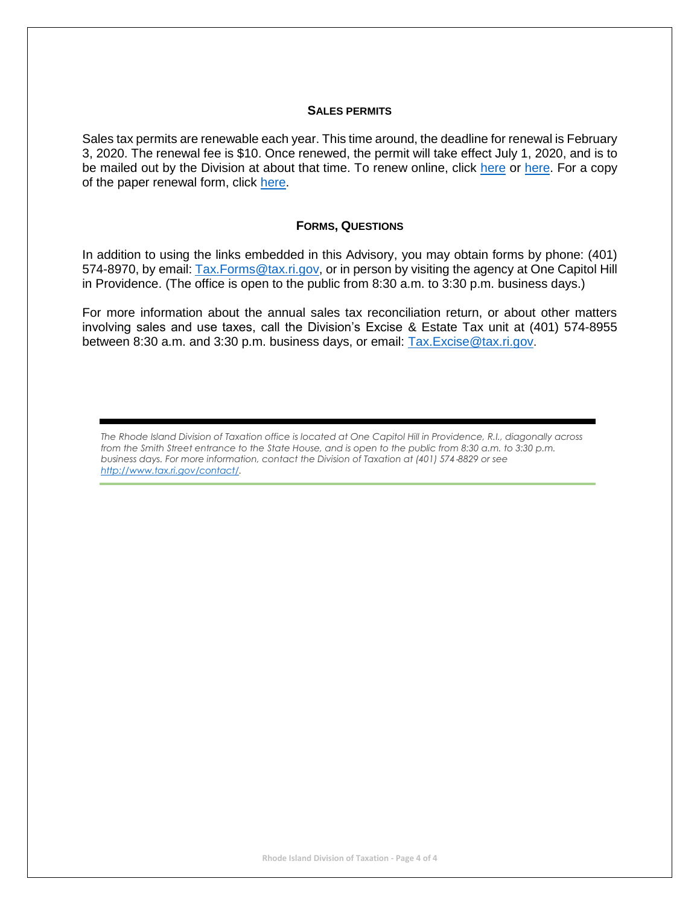## SALES PERMITS

Sales tax permits are renewable each year. This time around, the deadline for renewal is February 3, 2020. The renewal fee is $10. Once renewed, the permit will take effect July 1, 2020, and is to be mailed out by the Division at about that time. To renew online, click here or here. For a copy of the paper renewal form, click here.

## FORMS, QUESTIONS

In addition to using the links embedded in this Advisory, you may obtain forms by phone: (401) 574-8970, by email: Tax.Forms@tax.ri.gov, or in person by visiting the agency at One Capitol Hill in Providence. (The office is open to the public from 8:30 a.m. to 3:30 p.m. business days.)

For more information about the annual sales tax reconciliation return, or about other matters involving sales and use taxes, call the Division's Excise & Estate Tax unit at (401) 574-8955 between 8:30 a.m. and 3:30 p.m. business days, or email: Tax.Excise@tax.ri.gov.

---

*The Rhode Island Division of Taxation office is located at One Capitol Hill in Providence, R.I., diagonally across from the Smith Street entrance to the State House, and is open to the public from 8:30 a.m. to 3:30 p.m. business days. For more information, contact the Division of Taxation at (401) 574-8829 or see http://www.tax.ri.gov/contact/.*